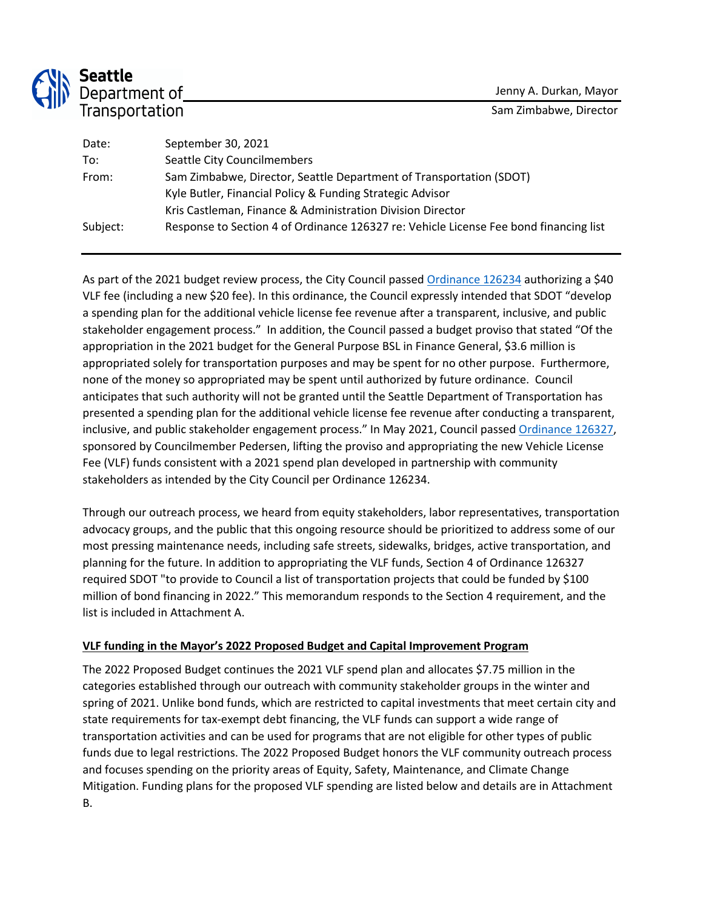**Seattle Department of Transportation**

Jenny A. Durkan, Mayor
Sam Zimbabwe, Director

| | |
|---|---|
| Date: | September 30, 2021 |
| To: | Seattle City Councilmembers |
| From: | Sam Zimbabwe, Director, Seattle Department of Transportation (SDOT)<br>Kyle Butler, Financial Policy & Funding Strategic Advisor<br>Kris Castleman, Finance & Administration Division Director |
| Subject: | Response to Section 4 of Ordinance 126327 re: Vehicle License Fee bond financing list |

---

As part of the 2021 budget review process, the City Council passed [Ordinance 126234](#) authorizing a $40 VLF fee (including a new $20 fee). In this ordinance, the Council expressly intended that SDOT "develop a spending plan for the additional vehicle license fee revenue after a transparent, inclusive, and public stakeholder engagement process." In addition, the Council passed a budget proviso that stated "Of the appropriation in the 2021 budget for the General Purpose BSL in Finance General, $3.6 million is appropriated solely for transportation purposes and may be spent for no other purpose. Furthermore, none of the money so appropriated may be spent until authorized by future ordinance. Council anticipates that such authority will not be granted until the Seattle Department of Transportation has presented a spending plan for the additional vehicle license fee revenue after conducting a transparent, inclusive, and public stakeholder engagement process." In May 2021, Council passed [Ordinance 126327](#), sponsored by Councilmember Pedersen, lifting the proviso and appropriating the new Vehicle License Fee (VLF) funds consistent with a 2021 spend plan developed in partnership with community stakeholders as intended by the City Council per Ordinance 126234.

Through our outreach process, we heard from equity stakeholders, labor representatives, transportation advocacy groups, and the public that this ongoing resource should be prioritized to address some of our most pressing maintenance needs, including safe streets, sidewalks, bridges, active transportation, and planning for the future. In addition to appropriating the VLF funds, Section 4 of Ordinance 126327 required SDOT "to provide to Council a list of transportation projects that could be funded by $100 million of bond financing in 2022." This memorandum responds to the Section 4 requirement, and the list is included in Attachment A.

**VLF funding in the Mayor's 2022 Proposed Budget and Capital Improvement Program**

The 2022 Proposed Budget continues the 2021 VLF spend plan and allocates $7.75 million in the categories established through our outreach with community stakeholder groups in the winter and spring of 2021. Unlike bond funds, which are restricted to capital investments that meet certain city and state requirements for tax-exempt debt financing, the VLF funds can support a wide range of transportation activities and can be used for programs that are not eligible for other types of public funds due to legal restrictions. The 2022 Proposed Budget honors the VLF community outreach process and focuses spending on the priority areas of Equity, Safety, Maintenance, and Climate Change Mitigation. Funding plans for the proposed VLF spending are listed below and details are in Attachment B.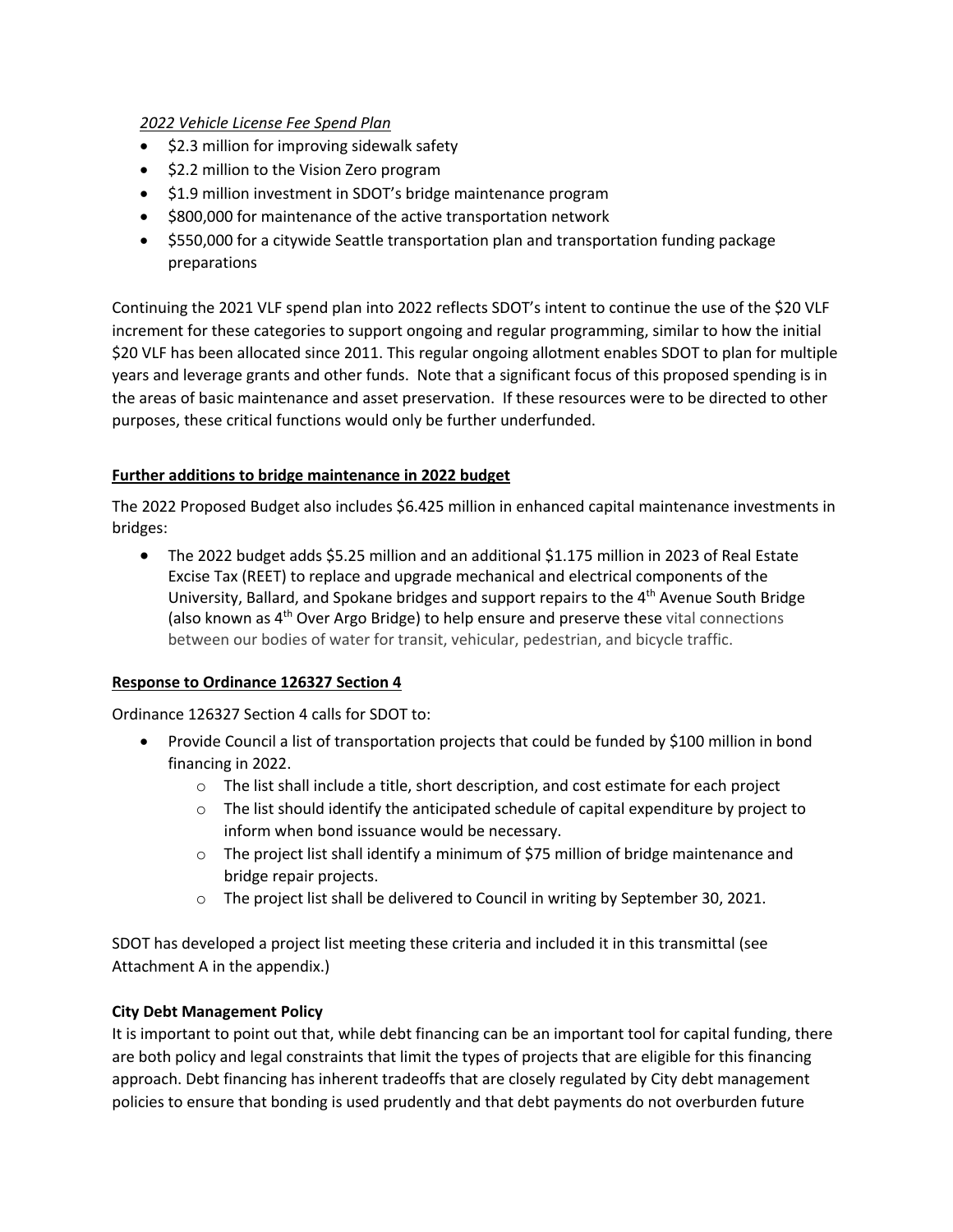*2022 Vehicle License Fee Spend Plan*

- $2.3 million for improving sidewalk safety
- $2.2 million to the Vision Zero program
- $1.9 million investment in SDOT's bridge maintenance program
- $800,000 for maintenance of the active transportation network
- $550,000 for a citywide Seattle transportation plan and transportation funding package preparations

Continuing the 2021 VLF spend plan into 2022 reflects SDOT's intent to continue the use of the $20 VLF increment for these categories to support ongoing and regular programming, similar to how the initial $20 VLF has been allocated since 2011. This regular ongoing allotment enables SDOT to plan for multiple years and leverage grants and other funds. Note that a significant focus of this proposed spending is in the areas of basic maintenance and asset preservation. If these resources were to be directed to other purposes, these critical functions would only be further underfunded.

**Further additions to bridge maintenance in 2022 budget**

The 2022 Proposed Budget also includes $6.425 million in enhanced capital maintenance investments in bridges:

- The 2022 budget adds $5.25 million and an additional $1.175 million in 2023 of Real Estate Excise Tax (REET) to replace and upgrade mechanical and electrical components of the University, Ballard, and Spokane bridges and support repairs to the 4th Avenue South Bridge (also known as 4th Over Argo Bridge) to help ensure and preserve these vital connections between our bodies of water for transit, vehicular, pedestrian, and bicycle traffic.

**Response to Ordinance 126327 Section 4**

Ordinance 126327 Section 4 calls for SDOT to:

- Provide Council a list of transportation projects that could be funded by $100 million in bond financing in 2022.
  - The list shall include a title, short description, and cost estimate for each project
  - The list should identify the anticipated schedule of capital expenditure by project to inform when bond issuance would be necessary.
  - The project list shall identify a minimum of $75 million of bridge maintenance and bridge repair projects.
  - The project list shall be delivered to Council in writing by September 30, 2021.

SDOT has developed a project list meeting these criteria and included it in this transmittal (see Attachment A in the appendix.)

**City Debt Management Policy**

It is important to point out that, while debt financing can be an important tool for capital funding, there are both policy and legal constraints that limit the types of projects that are eligible for this financing approach. Debt financing has inherent tradeoffs that are closely regulated by City debt management policies to ensure that bonding is used prudently and that debt payments do not overburden future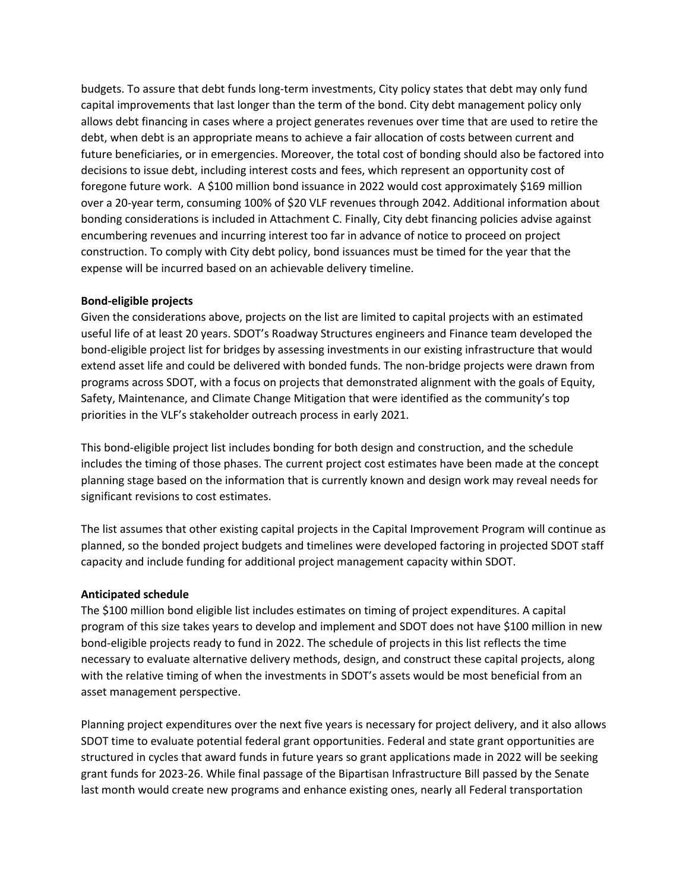budgets. To assure that debt funds long-term investments, City policy states that debt may only fund capital improvements that last longer than the term of the bond. City debt management policy only allows debt financing in cases where a project generates revenues over time that are used to retire the debt, when debt is an appropriate means to achieve a fair allocation of costs between current and future beneficiaries, or in emergencies. Moreover, the total cost of bonding should also be factored into decisions to issue debt, including interest costs and fees, which represent an opportunity cost of foregone future work. A $100 million bond issuance in 2022 would cost approximately $169 million over a 20-year term, consuming 100% of $20 VLF revenues through 2042. Additional information about bonding considerations is included in Attachment C. Finally, City debt financing policies advise against encumbering revenues and incurring interest too far in advance of notice to proceed on project construction. To comply with City debt policy, bond issuances must be timed for the year that the expense will be incurred based on an achievable delivery timeline.

**Bond-eligible projects**

Given the considerations above, projects on the list are limited to capital projects with an estimated useful life of at least 20 years. SDOT's Roadway Structures engineers and Finance team developed the bond-eligible project list for bridges by assessing investments in our existing infrastructure that would extend asset life and could be delivered with bonded funds. The non-bridge projects were drawn from programs across SDOT, with a focus on projects that demonstrated alignment with the goals of Equity, Safety, Maintenance, and Climate Change Mitigation that were identified as the community's top priorities in the VLF's stakeholder outreach process in early 2021.

This bond-eligible project list includes bonding for both design and construction, and the schedule includes the timing of those phases. The current project cost estimates have been made at the concept planning stage based on the information that is currently known and design work may reveal needs for significant revisions to cost estimates.

The list assumes that other existing capital projects in the Capital Improvement Program will continue as planned, so the bonded project budgets and timelines were developed factoring in projected SDOT staff capacity and include funding for additional project management capacity within SDOT.

**Anticipated schedule**

The $100 million bond eligible list includes estimates on timing of project expenditures. A capital program of this size takes years to develop and implement and SDOT does not have $100 million in new bond-eligible projects ready to fund in 2022. The schedule of projects in this list reflects the time necessary to evaluate alternative delivery methods, design, and construct these capital projects, along with the relative timing of when the investments in SDOT's assets would be most beneficial from an asset management perspective.

Planning project expenditures over the next five years is necessary for project delivery, and it also allows SDOT time to evaluate potential federal grant opportunities. Federal and state grant opportunities are structured in cycles that award funds in future years so grant applications made in 2022 will be seeking grant funds for 2023-26. While final passage of the Bipartisan Infrastructure Bill passed by the Senate last month would create new programs and enhance existing ones, nearly all Federal transportation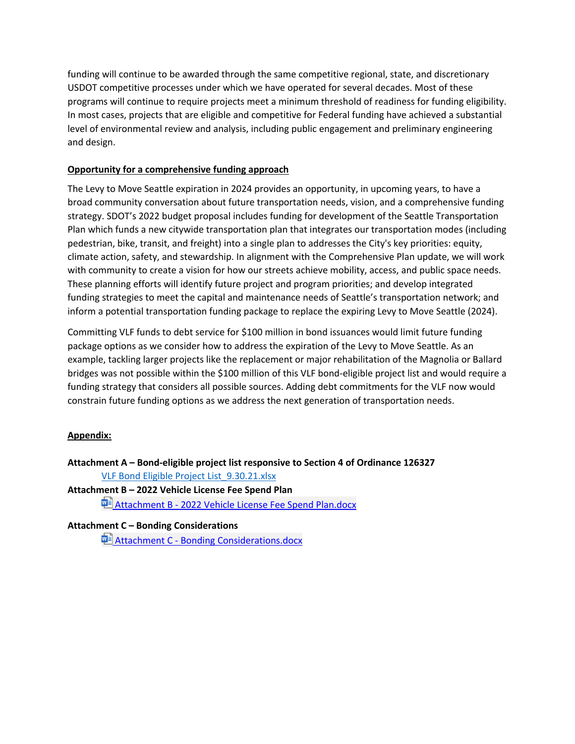funding will continue to be awarded through the same competitive regional, state, and discretionary USDOT competitive processes under which we have operated for several decades. Most of these programs will continue to require projects meet a minimum threshold of readiness for funding eligibility. In most cases, projects that are eligible and competitive for Federal funding have achieved a substantial level of environmental review and analysis, including public engagement and preliminary engineering and design.

**Opportunity for a comprehensive funding approach**

The Levy to Move Seattle expiration in 2024 provides an opportunity, in upcoming years, to have a broad community conversation about future transportation needs, vision, and a comprehensive funding strategy. SDOT's 2022 budget proposal includes funding for development of the Seattle Transportation Plan which funds a new citywide transportation plan that integrates our transportation modes (including pedestrian, bike, transit, and freight) into a single plan to addresses the City's key priorities: equity, climate action, safety, and stewardship. In alignment with the Comprehensive Plan update, we will work with community to create a vision for how our streets achieve mobility, access, and public space needs. These planning efforts will identify future project and program priorities; and develop integrated funding strategies to meet the capital and maintenance needs of Seattle's transportation network; and inform a potential transportation funding package to replace the expiring Levy to Move Seattle (2024).

Committing VLF funds to debt service for $100 million in bond issuances would limit future funding package options as we consider how to address the expiration of the Levy to Move Seattle. As an example, tackling larger projects like the replacement or major rehabilitation of the Magnolia or Ballard bridges was not possible within the $100 million of this VLF bond-eligible project list and would require a funding strategy that considers all possible sources. Adding debt commitments for the VLF now would constrain future funding options as we address the next generation of transportation needs.

**Appendix:**

**Attachment A – Bond-eligible project list responsive to Section 4 of Ordinance 126327**

VLF Bond Eligible Project List_9.30.21.xlsx

**Attachment B – 2022 Vehicle License Fee Spend Plan**

Attachment B - 2022 Vehicle License Fee Spend Plan.docx

**Attachment C – Bonding Considerations**

Attachment C - Bonding Considerations.docx